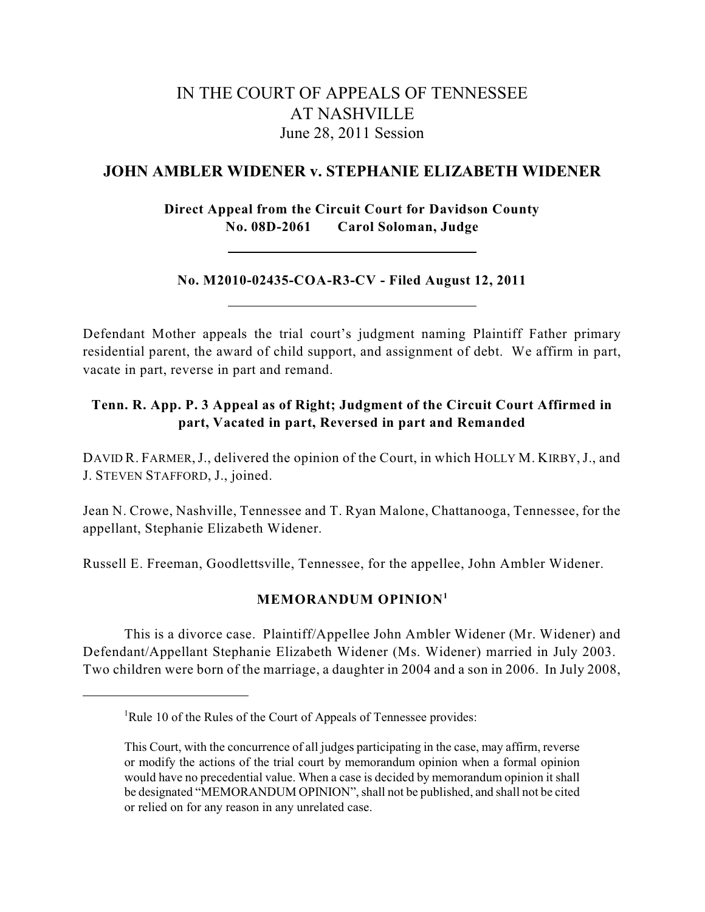# IN THE COURT OF APPEALS OF TENNESSEE AT NASHVILLE

June 28, 2011 Session

## JOHN AMBLER WIDENER v. STEPHANIE ELIZABETH WIDENER

**Direct Appeal from the Circuit Court for Davidson County**
**No. 08D-2061 Carol Soloman, Judge**

---

**No. M2010-02435-COA-R3-CV - Filed August 12, 2011**

---

Defendant Mother appeals the trial court's judgment naming Plaintiff Father primary residential parent, the award of child support, and assignment of debt. We affirm in part, vacate in part, reverse in part and remand.

**Tenn. R. App. P. 3 Appeal as of Right; Judgment of the Circuit Court Affirmed in part, Vacated in part, Reversed in part and Remanded**

DAVID R. FARMER, J., delivered the opinion of the Court, in which HOLLY M. KIRBY, J., and J. STEVEN STAFFORD, J., joined.

Jean N. Crowe, Nashville, Tennessee and T. Ryan Malone, Chattanooga, Tennessee, for the appellant, Stephanie Elizabeth Widener.

Russell E. Freeman, Goodlettsville, Tennessee, for the appellee, John Ambler Widener.

### MEMORANDUM OPINION[1]

This is a divorce case. Plaintiff/Appellee John Ambler Widener (Mr. Widener) and Defendant/Appellant Stephanie Elizabeth Widener (Ms. Widener) married in July 2003. Two children were born of the marriage, a daughter in 2004 and a son in 2006. In July 2008,

---

[1] Rule 10 of the Rules of the Court of Appeals of Tennessee provides:

> This Court, with the concurrence of all judges participating in the case, may affirm, reverse or modify the actions of the trial court by memorandum opinion when a formal opinion would have no precedential value. When a case is decided by memorandum opinion it shall be designated "MEMORANDUM OPINION", shall not be published, and shall not be cited or relied on for any reason in any unrelated case.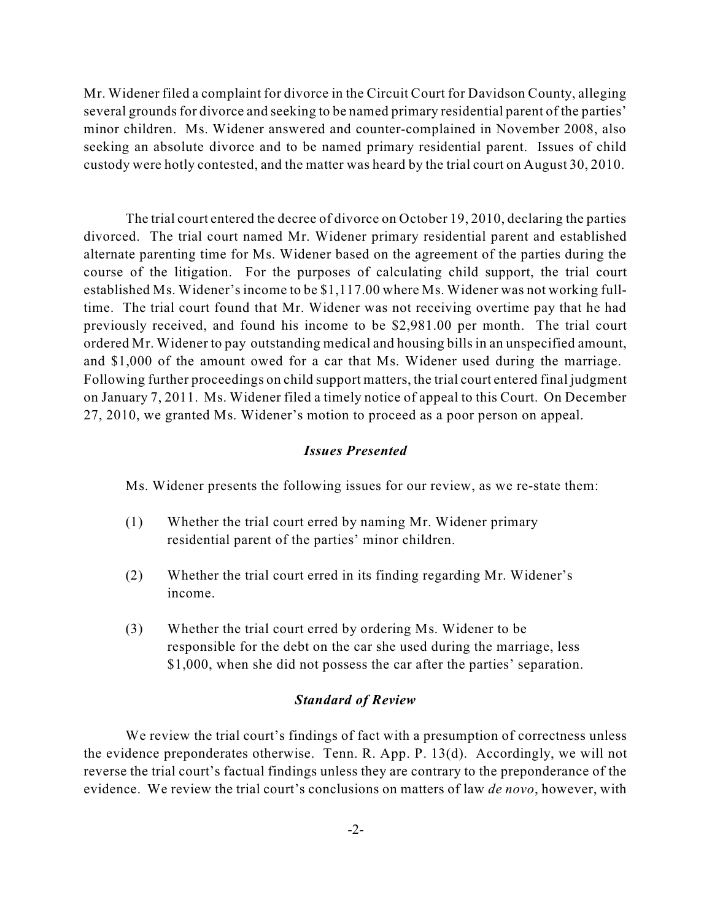Mr. Widener filed a complaint for divorce in the Circuit Court for Davidson County, alleging several grounds for divorce and seeking to be named primary residential parent of the parties' minor children. Ms. Widener answered and counter-complained in November 2008, also seeking an absolute divorce and to be named primary residential parent. Issues of child custody were hotly contested, and the matter was heard by the trial court on August 30, 2010.

The trial court entered the decree of divorce on October 19, 2010, declaring the parties divorced. The trial court named Mr. Widener primary residential parent and established alternate parenting time for Ms. Widener based on the agreement of the parties during the course of the litigation. For the purposes of calculating child support, the trial court established Ms. Widener's income to be $1,117.00 where Ms. Widener was not working full-time. The trial court found that Mr. Widener was not receiving overtime pay that he had previously received, and found his income to be $2,981.00 per month. The trial court ordered Mr. Widener to pay outstanding medical and housing bills in an unspecified amount, and $1,000 of the amount owed for a car that Ms. Widener used during the marriage. Following further proceedings on child support matters, the trial court entered final judgment on January 7, 2011. Ms. Widener filed a timely notice of appeal to this Court. On December 27, 2010, we granted Ms. Widener's motion to proceed as a poor person on appeal.

### *Issues Presented*

Ms. Widener presents the following issues for our review, as we re-state them:

(1) Whether the trial court erred by naming Mr. Widener primary residential parent of the parties' minor children.

(2) Whether the trial court erred in its finding regarding Mr. Widener's income.

(3) Whether the trial court erred by ordering Ms. Widener to be responsible for the debt on the car she used during the marriage, less $1,000, when she did not possess the car after the parties' separation.

### *Standard of Review*

We review the trial court's findings of fact with a presumption of correctness unless the evidence preponderates otherwise. Tenn. R. App. P. 13(d). Accordingly, we will not reverse the trial court's factual findings unless they are contrary to the preponderance of the evidence. We review the trial court's conclusions on matters of law *de novo*, however, with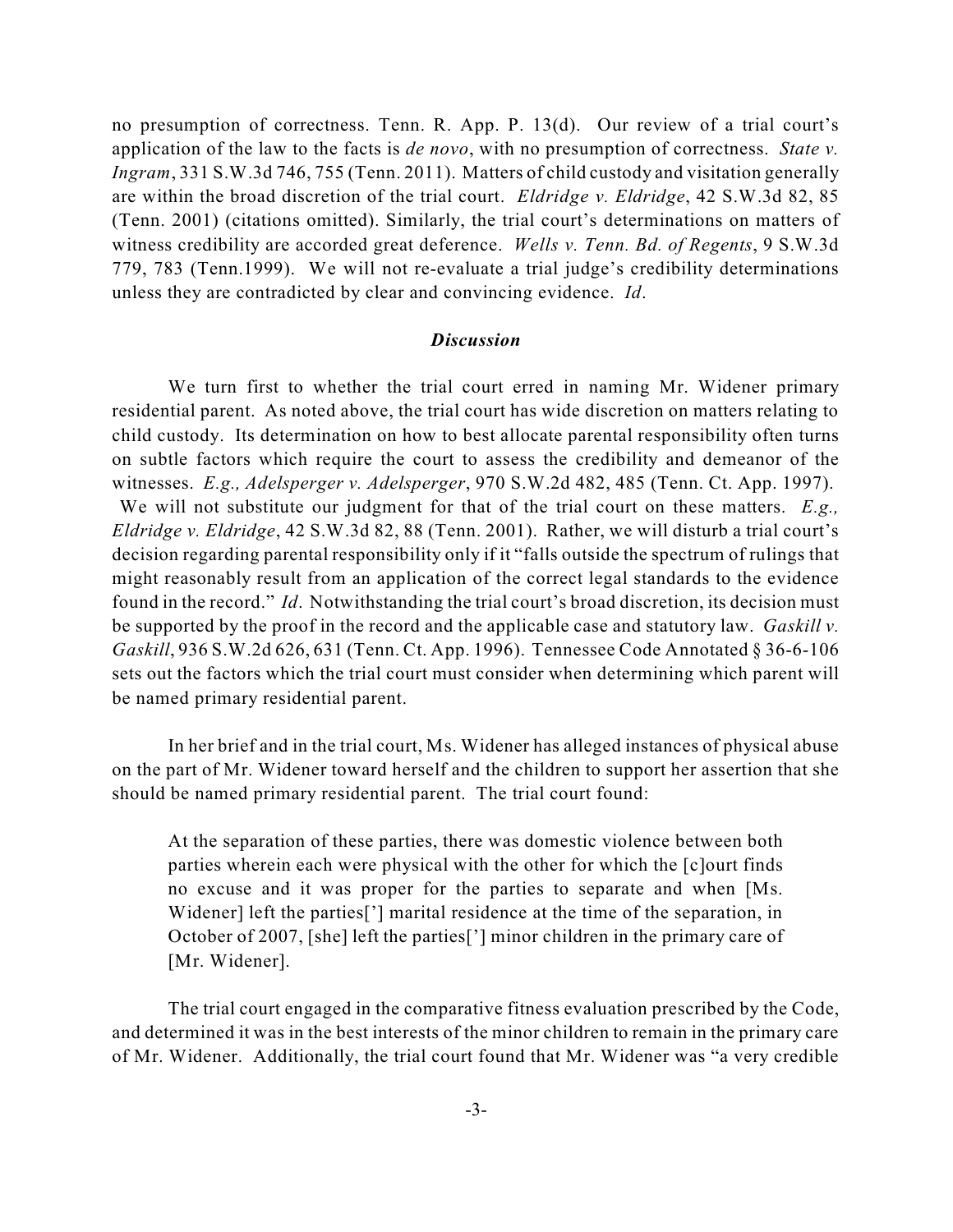no presumption of correctness. Tenn. R. App. P. 13(d). Our review of a trial court's application of the law to the facts is *de novo*, with no presumption of correctness. *State v. Ingram*, 331 S.W.3d 746, 755 (Tenn. 2011). Matters of child custody and visitation generally are within the broad discretion of the trial court. *Eldridge v. Eldridge*, 42 S.W.3d 82, 85 (Tenn. 2001) (citations omitted). Similarly, the trial court's determinations on matters of witness credibility are accorded great deference. *Wells v. Tenn. Bd. of Regents*, 9 S.W.3d 779, 783 (Tenn.1999). We will not re-evaluate a trial judge's credibility determinations unless they are contradicted by clear and convincing evidence. *Id*.

### *Discussion*

We turn first to whether the trial court erred in naming Mr. Widener primary residential parent. As noted above, the trial court has wide discretion on matters relating to child custody. Its determination on how to best allocate parental responsibility often turns on subtle factors which require the court to assess the credibility and demeanor of the witnesses. *E.g., Adelsperger v. Adelsperger*, 970 S.W.2d 482, 485 (Tenn. Ct. App. 1997). We will not substitute our judgment for that of the trial court on these matters. *E.g., Eldridge v. Eldridge*, 42 S.W.3d 82, 88 (Tenn. 2001). Rather, we will disturb a trial court's decision regarding parental responsibility only if it "falls outside the spectrum of rulings that might reasonably result from an application of the correct legal standards to the evidence found in the record." *Id*. Notwithstanding the trial court's broad discretion, its decision must be supported by the proof in the record and the applicable case and statutory law. *Gaskill v. Gaskill*, 936 S.W.2d 626, 631 (Tenn. Ct. App. 1996). Tennessee Code Annotated § 36-6-106 sets out the factors which the trial court must consider when determining which parent will be named primary residential parent.

In her brief and in the trial court, Ms. Widener has alleged instances of physical abuse on the part of Mr. Widener toward herself and the children to support her assertion that she should be named primary residential parent. The trial court found:

> At the separation of these parties, there was domestic violence between both parties wherein each were physical with the other for which the [c]ourt finds no excuse and it was proper for the parties to separate and when [Ms. Widener] left the parties['] marital residence at the time of the separation, in October of 2007, [she] left the parties['] minor children in the primary care of [Mr. Widener].

The trial court engaged in the comparative fitness evaluation prescribed by the Code, and determined it was in the best interests of the minor children to remain in the primary care of Mr. Widener. Additionally, the trial court found that Mr. Widener was "a very credible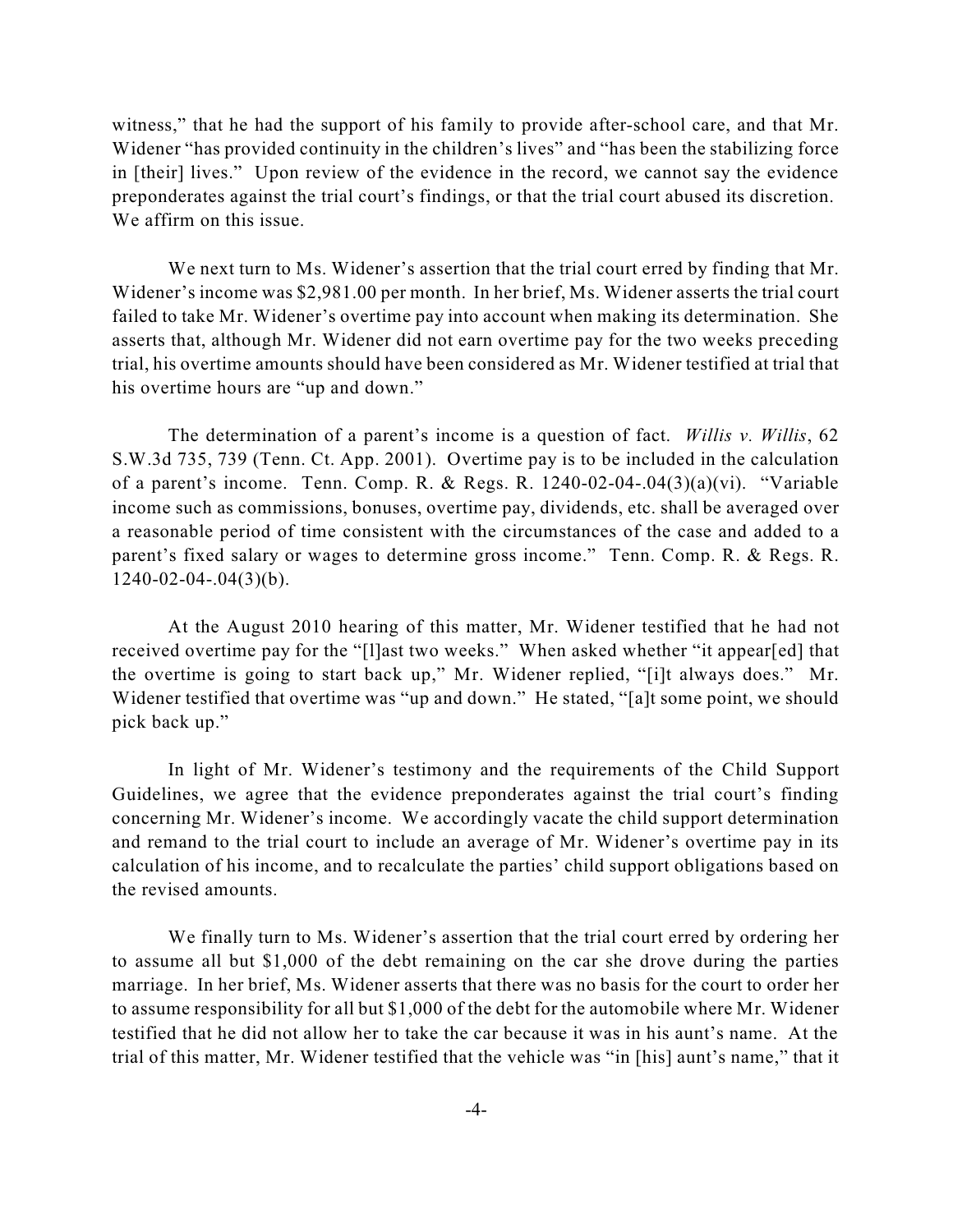witness," that he had the support of his family to provide after-school care, and that Mr. Widener "has provided continuity in the children's lives" and "has been the stabilizing force in [their] lives." Upon review of the evidence in the record, we cannot say the evidence preponderates against the trial court's findings, or that the trial court abused its discretion. We affirm on this issue.

We next turn to Ms. Widener's assertion that the trial court erred by finding that Mr. Widener's income was $2,981.00 per month. In her brief, Ms. Widener asserts the trial court failed to take Mr. Widener's overtime pay into account when making its determination. She asserts that, although Mr. Widener did not earn overtime pay for the two weeks preceding trial, his overtime amounts should have been considered as Mr. Widener testified at trial that his overtime hours are "up and down."

The determination of a parent's income is a question of fact. *Willis v. Willis*, 62 S.W.3d 735, 739 (Tenn. Ct. App. 2001). Overtime pay is to be included in the calculation of a parent's income. Tenn. Comp. R. & Regs. R. 1240-02-04-.04(3)(a)(vi). "Variable income such as commissions, bonuses, overtime pay, dividends, etc. shall be averaged over a reasonable period of time consistent with the circumstances of the case and added to a parent's fixed salary or wages to determine gross income." Tenn. Comp. R. & Regs. R. 1240-02-04-.04(3)(b).

At the August 2010 hearing of this matter, Mr. Widener testified that he had not received overtime pay for the "[l]ast two weeks." When asked whether "it appear[ed] that the overtime is going to start back up," Mr. Widener replied, "[i]t always does." Mr. Widener testified that overtime was "up and down." He stated, "[a]t some point, we should pick back up."

In light of Mr. Widener's testimony and the requirements of the Child Support Guidelines, we agree that the evidence preponderates against the trial court's finding concerning Mr. Widener's income. We accordingly vacate the child support determination and remand to the trial court to include an average of Mr. Widener's overtime pay in its calculation of his income, and to recalculate the parties' child support obligations based on the revised amounts.

We finally turn to Ms. Widener's assertion that the trial court erred by ordering her to assume all but $1,000 of the debt remaining on the car she drove during the parties marriage. In her brief, Ms. Widener asserts that there was no basis for the court to order her to assume responsibility for all but $1,000 of the debt for the automobile where Mr. Widener testified that he did not allow her to take the car because it was in his aunt's name. At the trial of this matter, Mr. Widener testified that the vehicle was "in [his] aunt's name," that it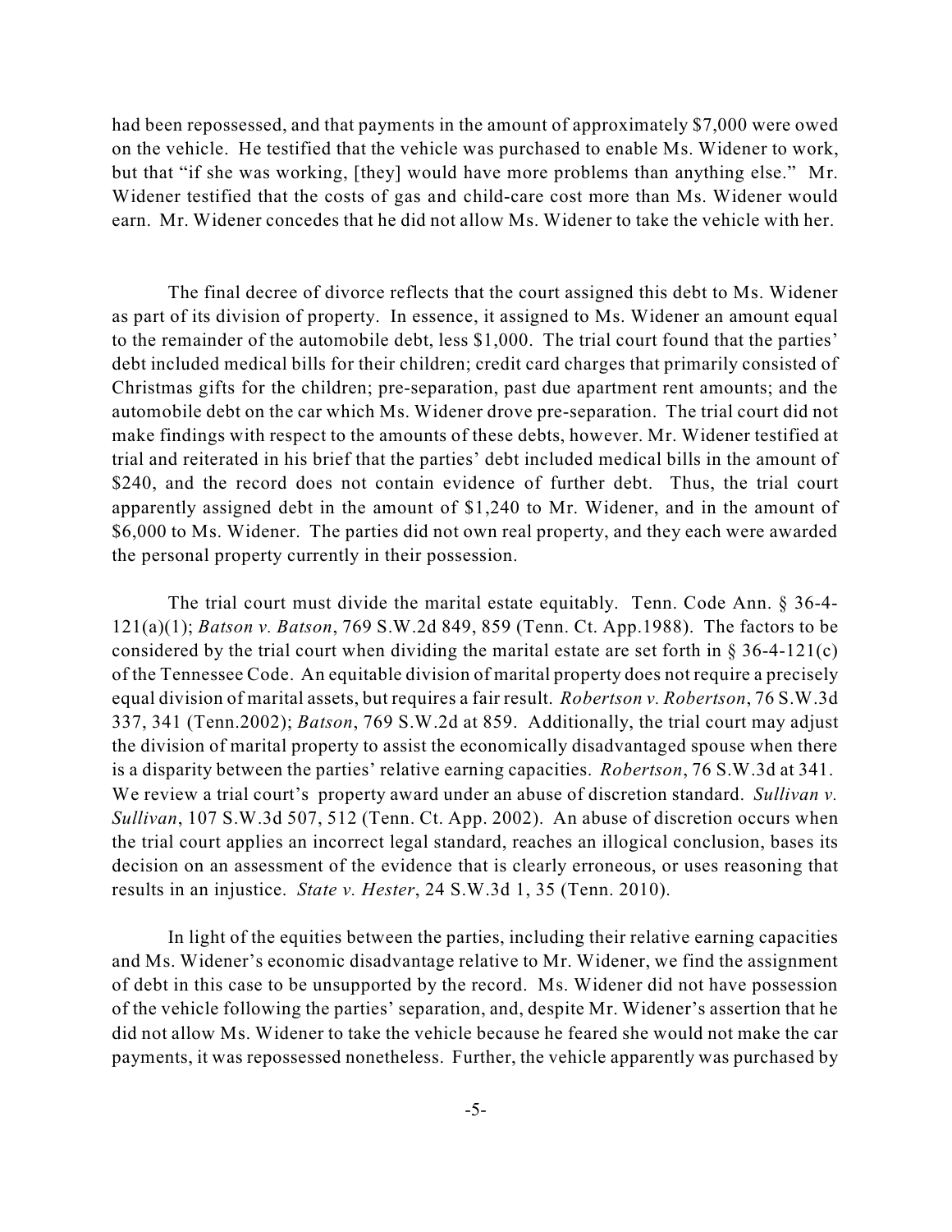had been repossessed, and that payments in the amount of approximately $7,000 were owed on the vehicle. He testified that the vehicle was purchased to enable Ms. Widener to work, but that "if she was working, [they] would have more problems than anything else." Mr. Widener testified that the costs of gas and child-care cost more than Ms. Widener would earn. Mr. Widener concedes that he did not allow Ms. Widener to take the vehicle with her.

The final decree of divorce reflects that the court assigned this debt to Ms. Widener as part of its division of property. In essence, it assigned to Ms. Widener an amount equal to the remainder of the automobile debt, less $1,000. The trial court found that the parties' debt included medical bills for their children; credit card charges that primarily consisted of Christmas gifts for the children; pre-separation, past due apartment rent amounts; and the automobile debt on the car which Ms. Widener drove pre-separation. The trial court did not make findings with respect to the amounts of these debts, however. Mr. Widener testified at trial and reiterated in his brief that the parties' debt included medical bills in the amount of $240, and the record does not contain evidence of further debt. Thus, the trial court apparently assigned debt in the amount of $1,240 to Mr. Widener, and in the amount of $6,000 to Ms. Widener. The parties did not own real property, and they each were awarded the personal property currently in their possession.

The trial court must divide the marital estate equitably. Tenn. Code Ann. § 36-4-121(a)(1); *Batson v. Batson*, 769 S.W.2d 849, 859 (Tenn. Ct. App.1988). The factors to be considered by the trial court when dividing the marital estate are set forth in § 36-4-121(c) of the Tennessee Code. An equitable division of marital property does not require a precisely equal division of marital assets, but requires a fair result. *Robertson v. Robertson*, 76 S.W.3d 337, 341 (Tenn.2002); *Batson*, 769 S.W.2d at 859. Additionally, the trial court may adjust the division of marital property to assist the economically disadvantaged spouse when there is a disparity between the parties' relative earning capacities. *Robertson*, 76 S.W.3d at 341. We review a trial court's property award under an abuse of discretion standard. *Sullivan v. Sullivan*, 107 S.W.3d 507, 512 (Tenn. Ct. App. 2002). An abuse of discretion occurs when the trial court applies an incorrect legal standard, reaches an illogical conclusion, bases its decision on an assessment of the evidence that is clearly erroneous, or uses reasoning that results in an injustice. *State v. Hester*, 24 S.W.3d 1, 35 (Tenn. 2010).

In light of the equities between the parties, including their relative earning capacities and Ms. Widener's economic disadvantage relative to Mr. Widener, we find the assignment of debt in this case to be unsupported by the record. Ms. Widener did not have possession of the vehicle following the parties' separation, and, despite Mr. Widener's assertion that he did not allow Ms. Widener to take the vehicle because he feared she would not make the car payments, it was repossessed nonetheless. Further, the vehicle apparently was purchased by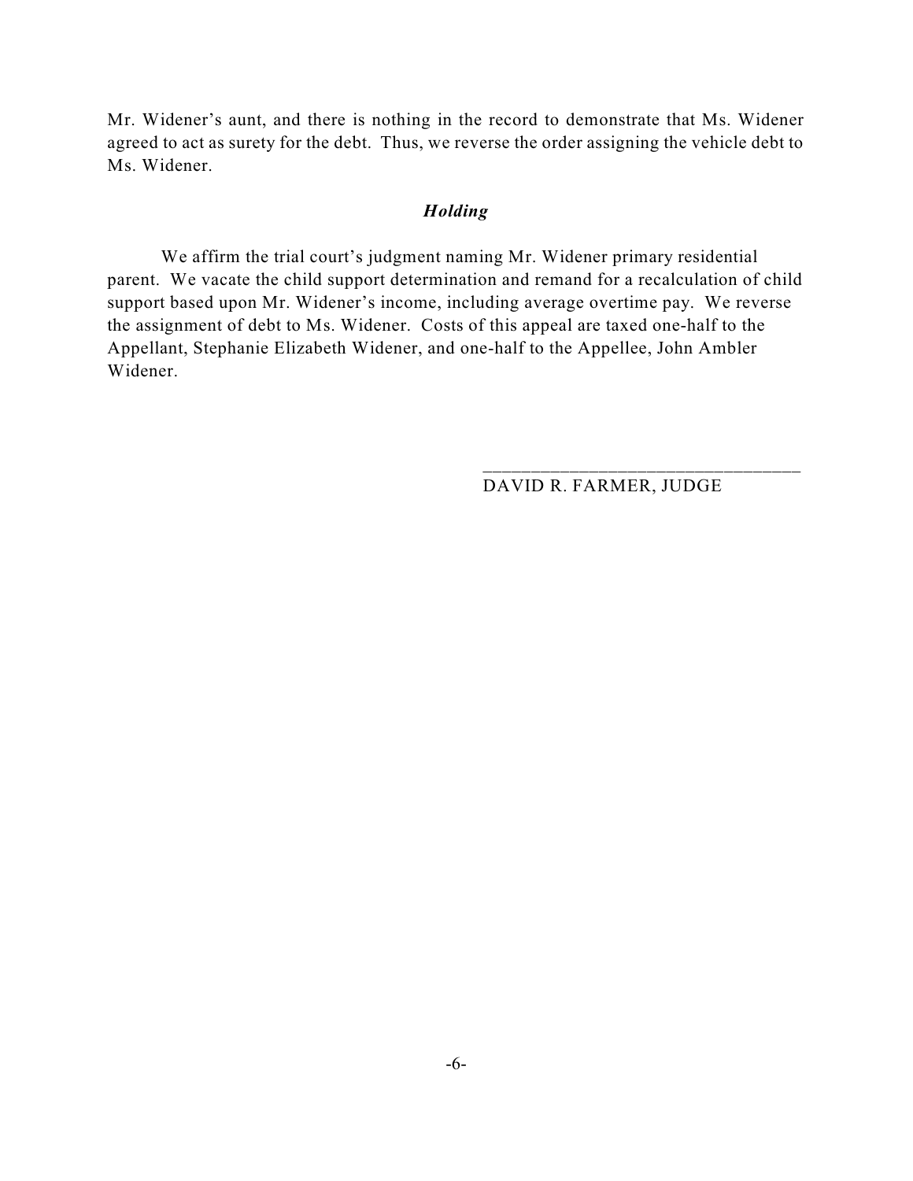Mr. Widener's aunt, and there is nothing in the record to demonstrate that Ms. Widener agreed to act as surety for the debt. Thus, we reverse the order assigning the vehicle debt to Ms. Widener.

### *Holding*

We affirm the trial court's judgment naming Mr. Widener primary residential parent. We vacate the child support determination and remand for a recalculation of child support based upon Mr. Widener's income, including average overtime pay. We reverse the assignment of debt to Ms. Widener. Costs of this appeal are taxed one-half to the Appellant, Stephanie Elizabeth Widener, and one-half to the Appellee, John Ambler Widener.

___________________________________

DAVID R. FARMER, JUDGE